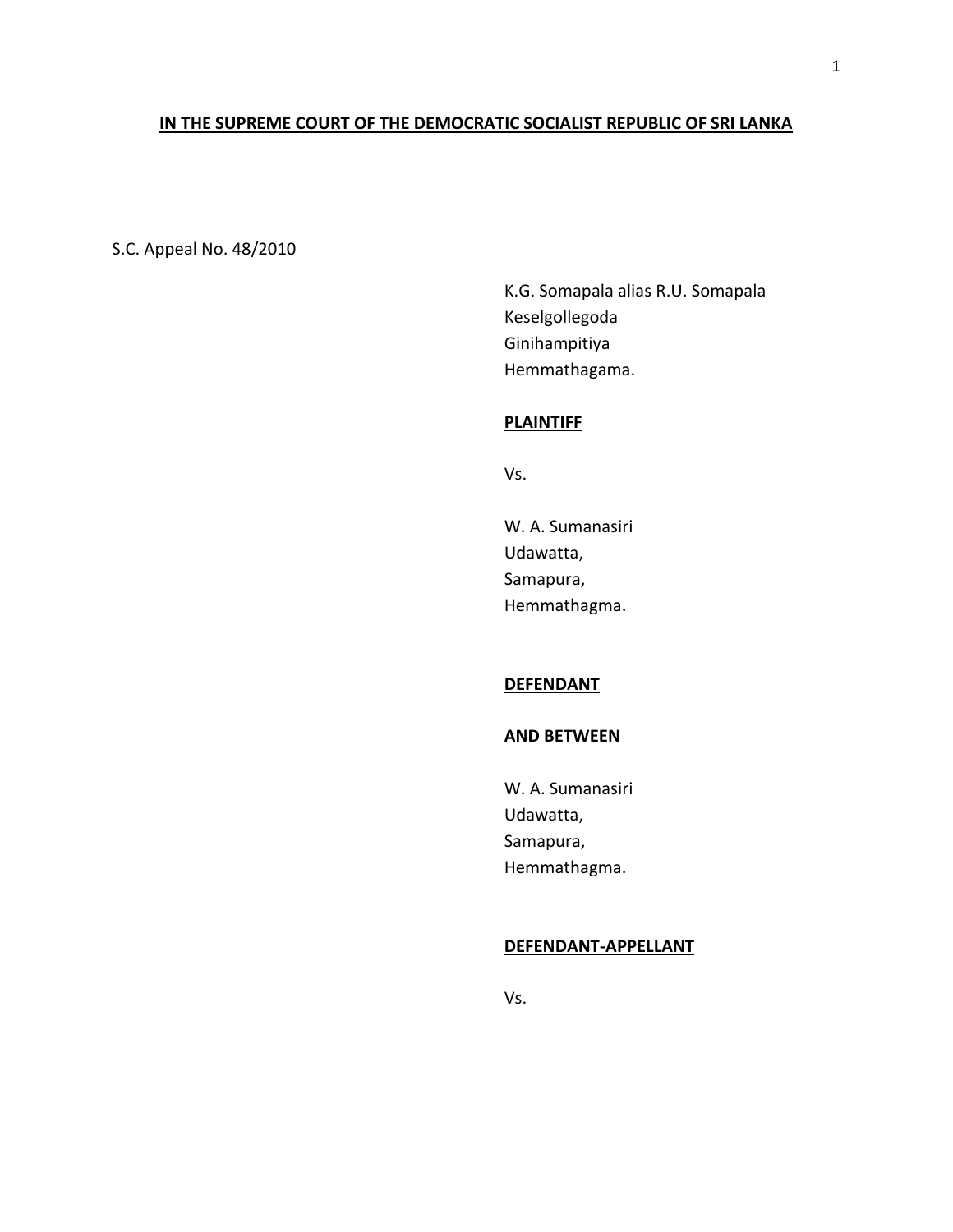**IN THE SUPREME COURT OF THE DEMOCRATIC SOCIALIST REPUBLIC OF SRI LANKA**

S.C. Appeal No. 48/2010

K.G. Somapala alias R.U. Somapala
Keselgollegoda
Ginihampitiya
Hemmathagama.

**PLAINTIFF**

Vs.

W. A. Sumanasiri
Udawatta,
Samapura,
Hemmathagma.

**DEFENDANT**

**AND BETWEEN**

W. A. Sumanasiri
Udawatta,
Samapura,
Hemmathagma.

**DEFENDANT-APPELLANT**

Vs.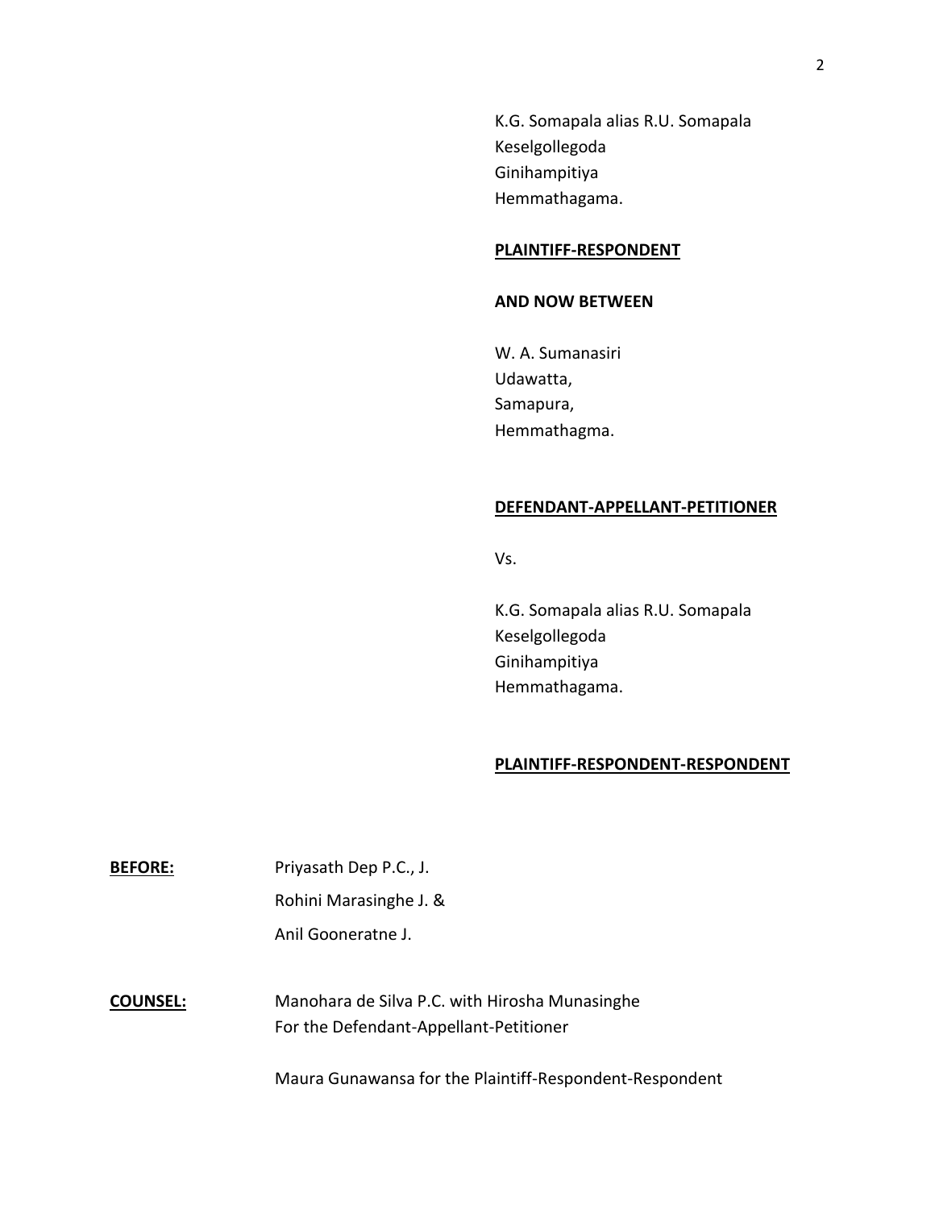K.G. Somapala alias R.U. Somapala
Keselgollegoda
Ginihampitiya
Hemmathagama.

**PLAINTIFF-RESPONDENT**

**AND NOW BETWEEN**

W. A. Sumanasiri
Udawatta,
Samapura,
Hemmathagma.

**DEFENDANT-APPELLANT-PETITIONER**

Vs.

K.G. Somapala alias R.U. Somapala
Keselgollegoda
Ginihampitiya
Hemmathagama.

**PLAINTIFF-RESPONDENT-RESPONDENT**

**BEFORE:** Priyasath Dep P.C., J.
Rohini Marasinghe J. &
Anil Gooneratne J.

**COUNSEL:** Manohara de Silva P.C. with Hirosha Munasinghe
For the Defendant-Appellant-Petitioner

Maura Gunawansa for the Plaintiff-Respondent-Respondent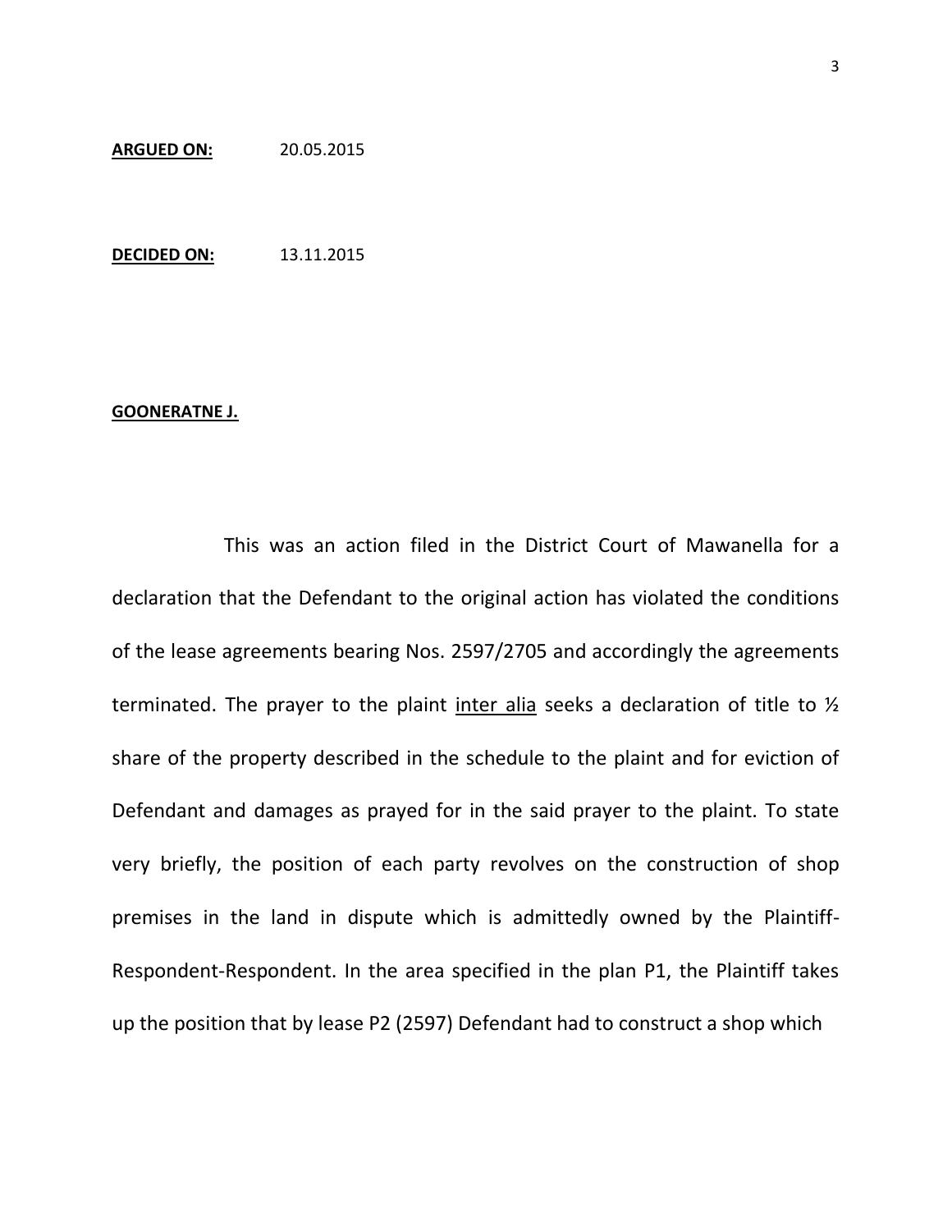**ARGUED ON:** 20.05.2015

**DECIDED ON:** 13.11.2015

**GOONERATNE J.**

This was an action filed in the District Court of Mawanella for a declaration that the Defendant to the original action has violated the conditions of the lease agreements bearing Nos. 2597/2705 and accordingly the agreements terminated. The prayer to the plaint <u>inter alia</u> seeks a declaration of title to ½ share of the property described in the schedule to the plaint and for eviction of Defendant and damages as prayed for in the said prayer to the plaint. To state very briefly, the position of each party revolves on the construction of shop premises in the land in dispute which is admittedly owned by the Plaintiff-Respondent-Respondent. In the area specified in the plan P1, the Plaintiff takes up the position that by lease P2 (2597) Defendant had to construct a shop which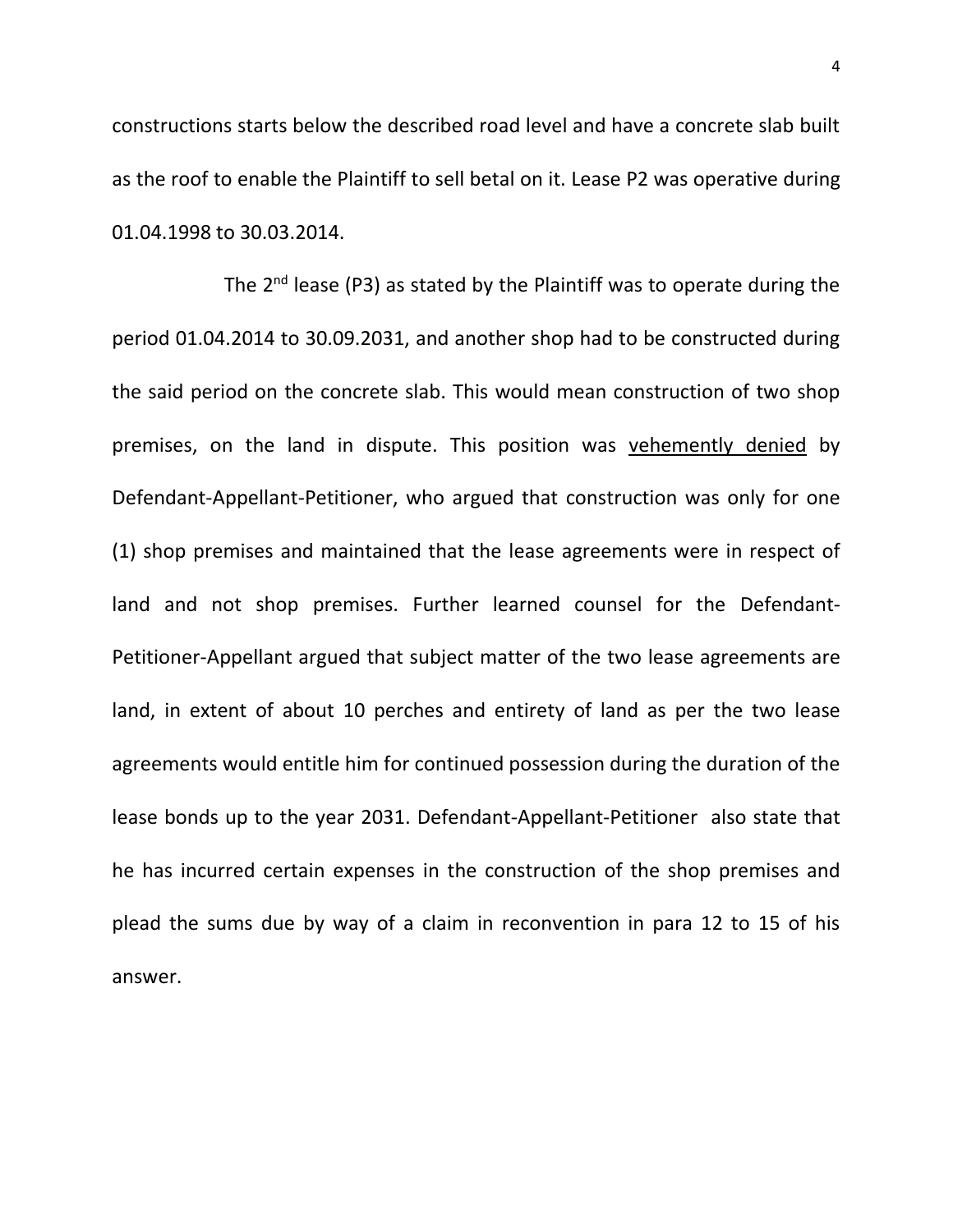constructions starts below the described road level and have a concrete slab built as the roof to enable the Plaintiff to sell betal on it. Lease P2 was operative during 01.04.1998 to 30.03.2014.

The 2nd lease (P3) as stated by the Plaintiff was to operate during the period 01.04.2014 to 30.09.2031, and another shop had to be constructed during the said period on the concrete slab. This would mean construction of two shop premises, on the land in dispute. This position was <u>vehemently denied</u> by Defendant-Appellant-Petitioner, who argued that construction was only for one (1) shop premises and maintained that the lease agreements were in respect of land and not shop premises. Further learned counsel for the Defendant-Petitioner-Appellant argued that subject matter of the two lease agreements are land, in extent of about 10 perches and entirety of land as per the two lease agreements would entitle him for continued possession during the duration of the lease bonds up to the year 2031. Defendant-Appellant-Petitioner also state that he has incurred certain expenses in the construction of the shop premises and plead the sums due by way of a claim in reconvention in para 12 to 15 of his answer.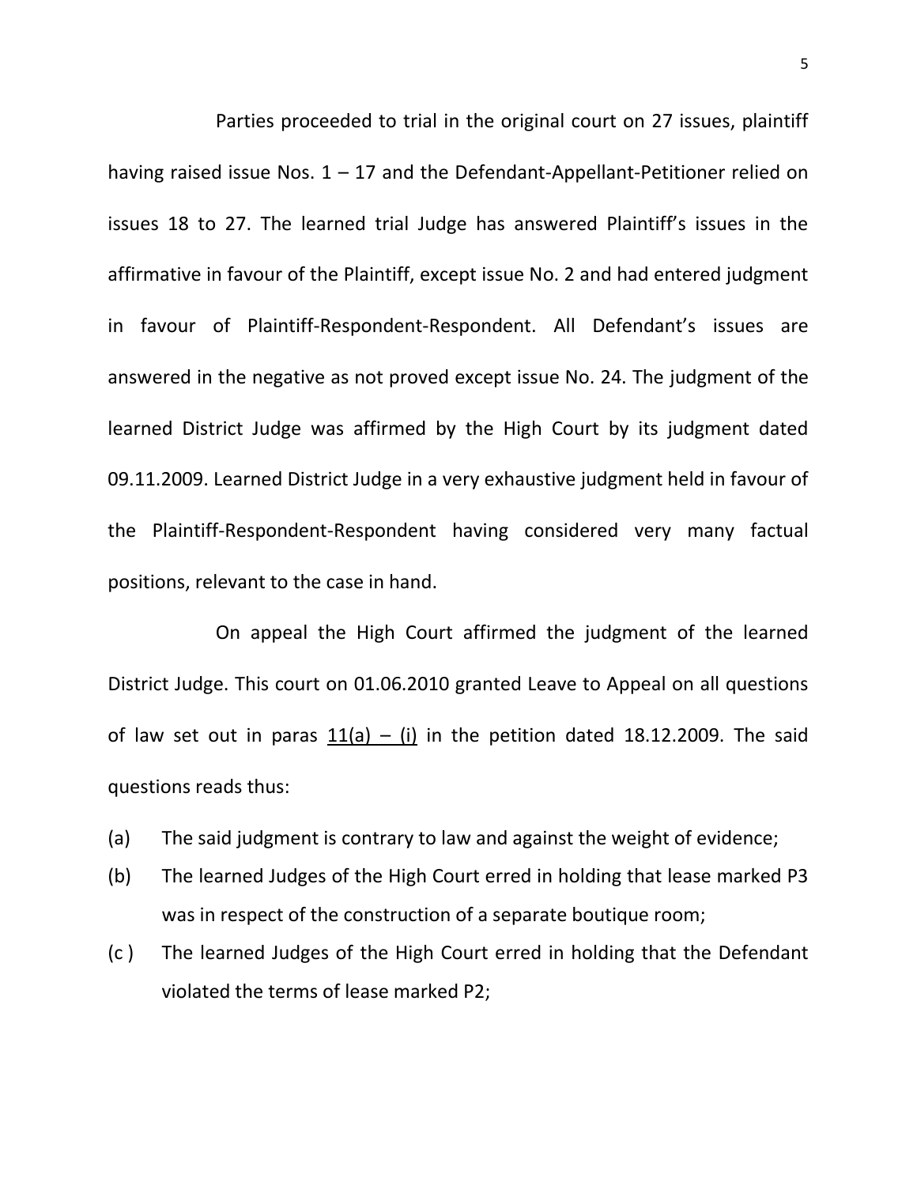Parties proceeded to trial in the original court on 27 issues, plaintiff having raised issue Nos. 1 – 17 and the Defendant-Appellant-Petitioner relied on issues 18 to 27. The learned trial Judge has answered Plaintiff's issues in the affirmative in favour of the Plaintiff, except issue No. 2 and had entered judgment in favour of Plaintiff-Respondent-Respondent. All Defendant's issues are answered in the negative as not proved except issue No. 24. The judgment of the learned District Judge was affirmed by the High Court by its judgment dated 09.11.2009. Learned District Judge in a very exhaustive judgment held in favour of the Plaintiff-Respondent-Respondent having considered very many factual positions, relevant to the case in hand.

On appeal the High Court affirmed the judgment of the learned District Judge. This court on 01.06.2010 granted Leave to Appeal on all questions of law set out in paras <u>11(a) – (i)</u> in the petition dated 18.12.2009. The said questions reads thus:

(a) The said judgment is contrary to law and against the weight of evidence;

(b) The learned Judges of the High Court erred in holding that lease marked P3 was in respect of the construction of a separate boutique room;

(c ) The learned Judges of the High Court erred in holding that the Defendant violated the terms of lease marked P2;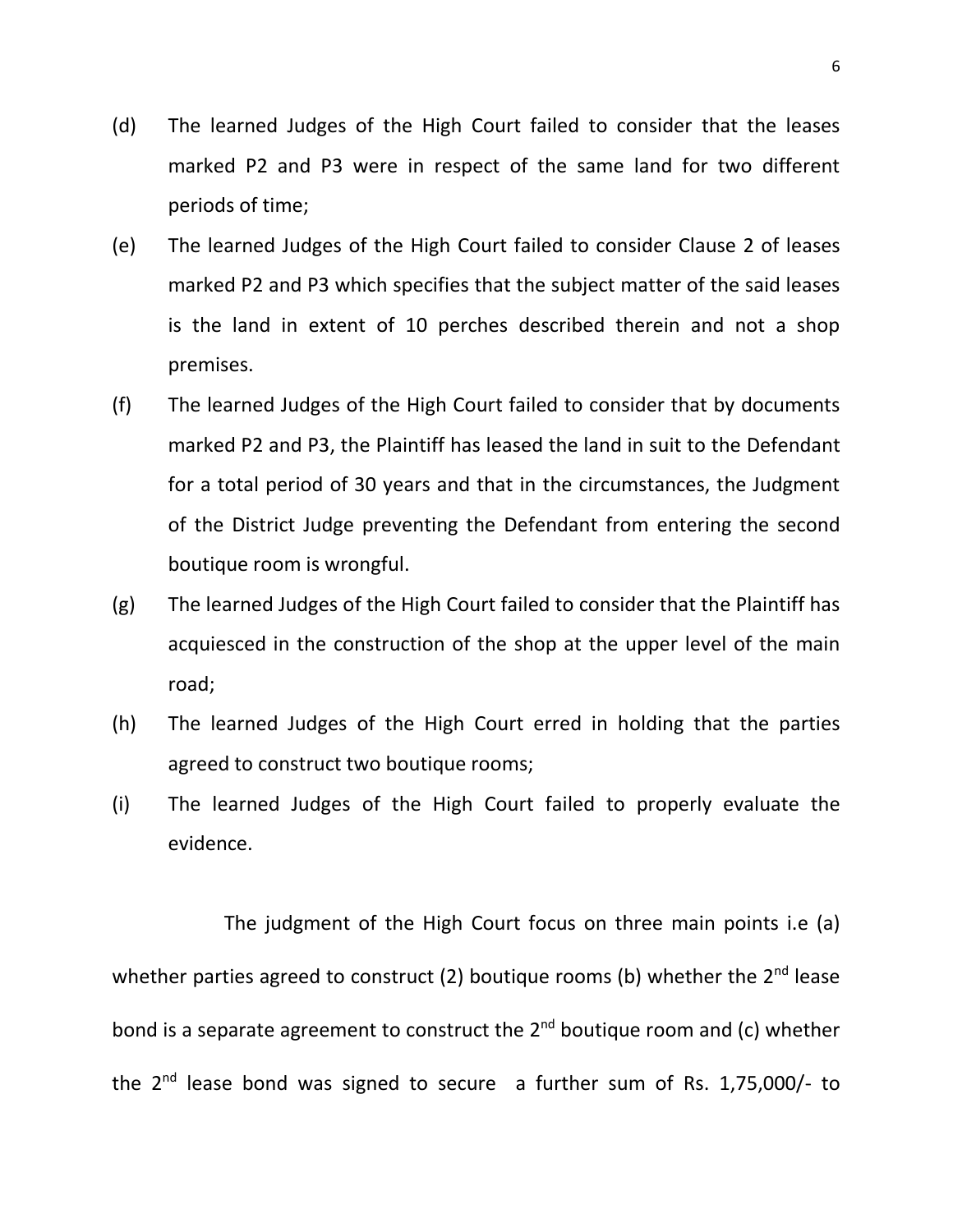(d) The learned Judges of the High Court failed to consider that the leases marked P2 and P3 were in respect of the same land for two different periods of time;

(e) The learned Judges of the High Court failed to consider Clause 2 of leases marked P2 and P3 which specifies that the subject matter of the said leases is the land in extent of 10 perches described therein and not a shop premises.

(f) The learned Judges of the High Court failed to consider that by documents marked P2 and P3, the Plaintiff has leased the land in suit to the Defendant for a total period of 30 years and that in the circumstances, the Judgment of the District Judge preventing the Defendant from entering the second boutique room is wrongful.

(g) The learned Judges of the High Court failed to consider that the Plaintiff has acquiesced in the construction of the shop at the upper level of the main road;

(h) The learned Judges of the High Court erred in holding that the parties agreed to construct two boutique rooms;

(i) The learned Judges of the High Court failed to properly evaluate the evidence.

The judgment of the High Court focus on three main points i.e (a) whether parties agreed to construct (2) boutique rooms (b) whether the 2nd lease bond is a separate agreement to construct the 2nd boutique room and (c) whether the 2nd lease bond was signed to secure a further sum of Rs. 1,75,000/- to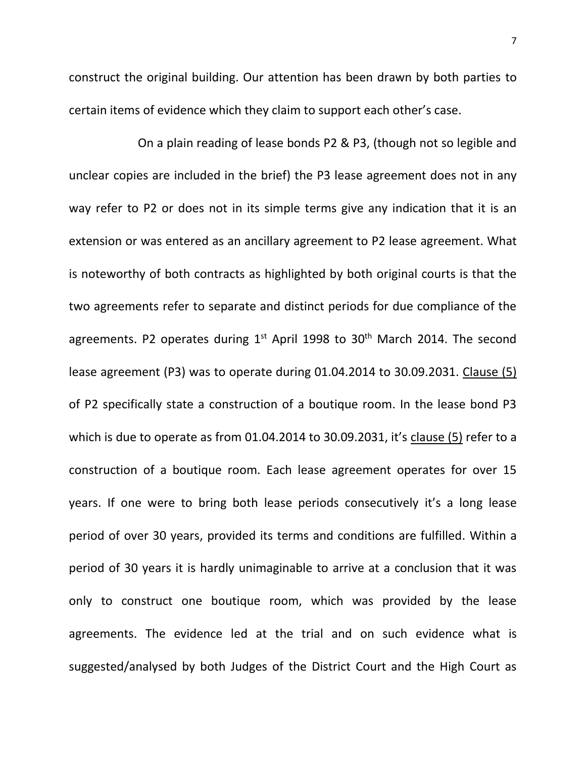construct the original building. Our attention has been drawn by both parties to certain items of evidence which they claim to support each other's case.

On a plain reading of lease bonds P2 & P3, (though not so legible and unclear copies are included in the brief) the P3 lease agreement does not in any way refer to P2 or does not in its simple terms give any indication that it is an extension or was entered as an ancillary agreement to P2 lease agreement. What is noteworthy of both contracts as highlighted by both original courts is that the two agreements refer to separate and distinct periods for due compliance of the agreements. P2 operates during 1st April 1998 to 30th March 2014. The second lease agreement (P3) was to operate during 01.04.2014 to 30.09.2031. <u>Clause (5)</u> of P2 specifically state a construction of a boutique room. In the lease bond P3 which is due to operate as from 01.04.2014 to 30.09.2031, it's <u>clause (5)</u> refer to a construction of a boutique room. Each lease agreement operates for over 15 years. If one were to bring both lease periods consecutively it's a long lease period of over 30 years, provided its terms and conditions are fulfilled. Within a period of 30 years it is hardly unimaginable to arrive at a conclusion that it was only to construct one boutique room, which was provided by the lease agreements. The evidence led at the trial and on such evidence what is suggested/analysed by both Judges of the District Court and the High Court as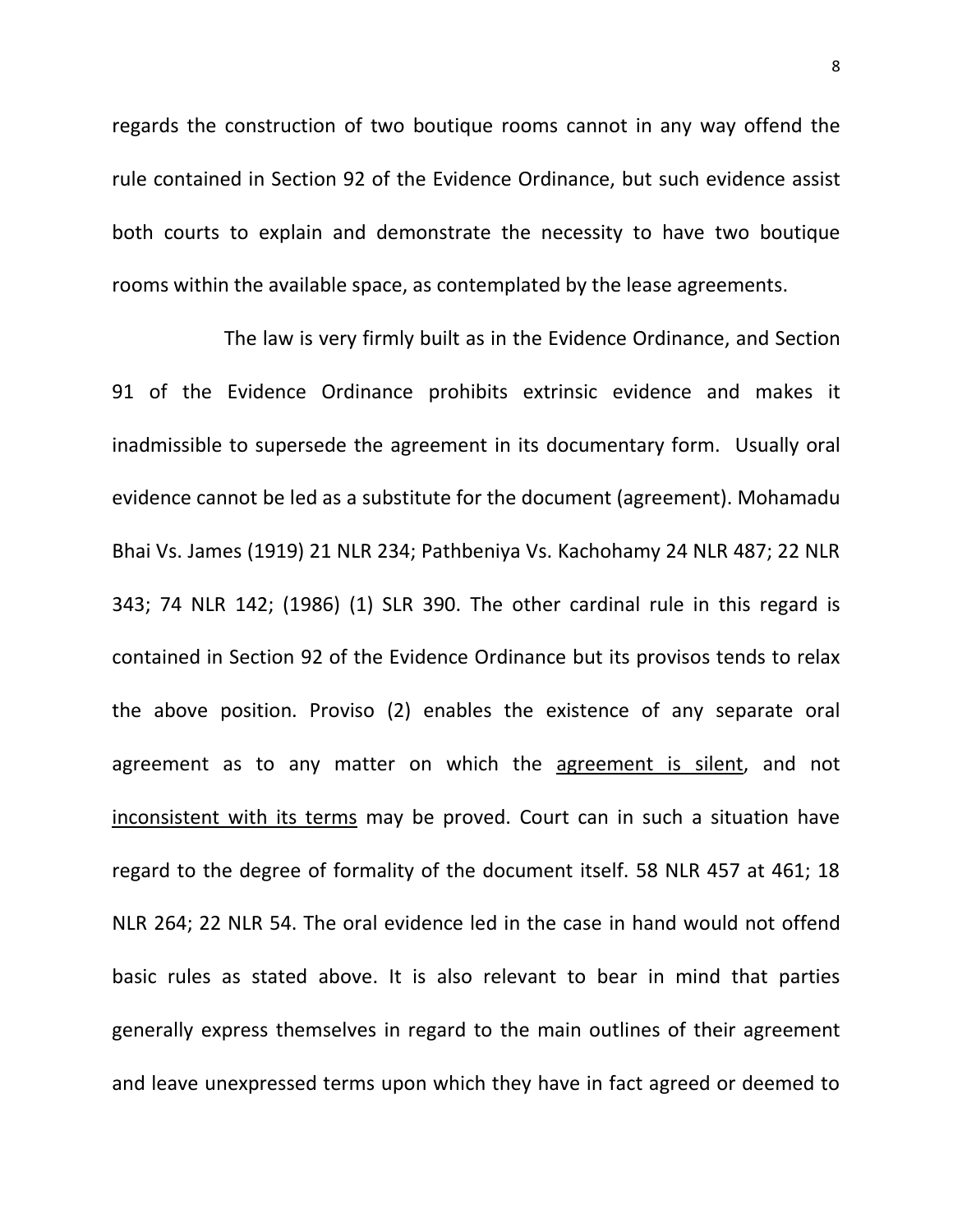regards the construction of two boutique rooms cannot in any way offend the rule contained in Section 92 of the Evidence Ordinance, but such evidence assist both courts to explain and demonstrate the necessity to have two boutique rooms within the available space, as contemplated by the lease agreements.

The law is very firmly built as in the Evidence Ordinance, and Section 91 of the Evidence Ordinance prohibits extrinsic evidence and makes it inadmissible to supersede the agreement in its documentary form. Usually oral evidence cannot be led as a substitute for the document (agreement). Mohamadu Bhai Vs. James (1919) 21 NLR 234; Pathbeniya Vs. Kachohamy 24 NLR 487; 22 NLR 343; 74 NLR 142; (1986) (1) SLR 390. The other cardinal rule in this regard is contained in Section 92 of the Evidence Ordinance but its provisos tends to relax the above position. Proviso (2) enables the existence of any separate oral agreement as to any matter on which the <u>agreement is silent</u>, and not <u>inconsistent with its terms</u> may be proved. Court can in such a situation have regard to the degree of formality of the document itself. 58 NLR 457 at 461; 18 NLR 264; 22 NLR 54. The oral evidence led in the case in hand would not offend basic rules as stated above. It is also relevant to bear in mind that parties generally express themselves in regard to the main outlines of their agreement and leave unexpressed terms upon which they have in fact agreed or deemed to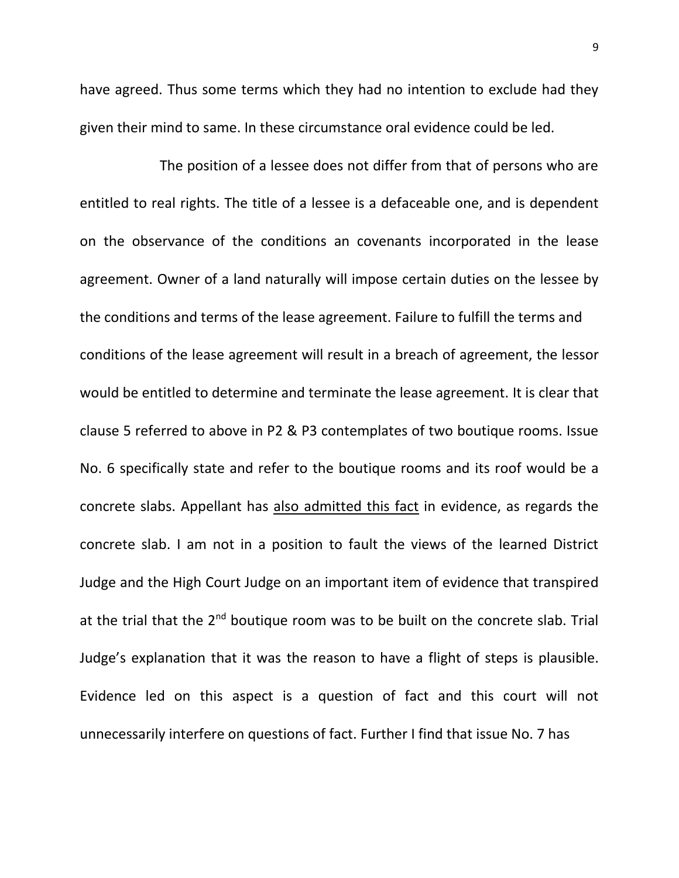have agreed. Thus some terms which they had no intention to exclude had they given their mind to same. In these circumstance oral evidence could be led.

The position of a lessee does not differ from that of persons who are entitled to real rights. The title of a lessee is a defaceable one, and is dependent on the observance of the conditions an covenants incorporated in the lease agreement. Owner of a land naturally will impose certain duties on the lessee by the conditions and terms of the lease agreement. Failure to fulfill the terms and conditions of the lease agreement will result in a breach of agreement, the lessor would be entitled to determine and terminate the lease agreement. It is clear that clause 5 referred to above in P2 & P3 contemplates of two boutique rooms. Issue No. 6 specifically state and refer to the boutique rooms and its roof would be a concrete slabs. Appellant has <u>also admitted this fact</u> in evidence, as regards the concrete slab. I am not in a position to fault the views of the learned District Judge and the High Court Judge on an important item of evidence that transpired at the trial that the 2nd boutique room was to be built on the concrete slab. Trial Judge's explanation that it was the reason to have a flight of steps is plausible. Evidence led on this aspect is a question of fact and this court will not unnecessarily interfere on questions of fact. Further I find that issue No. 7 has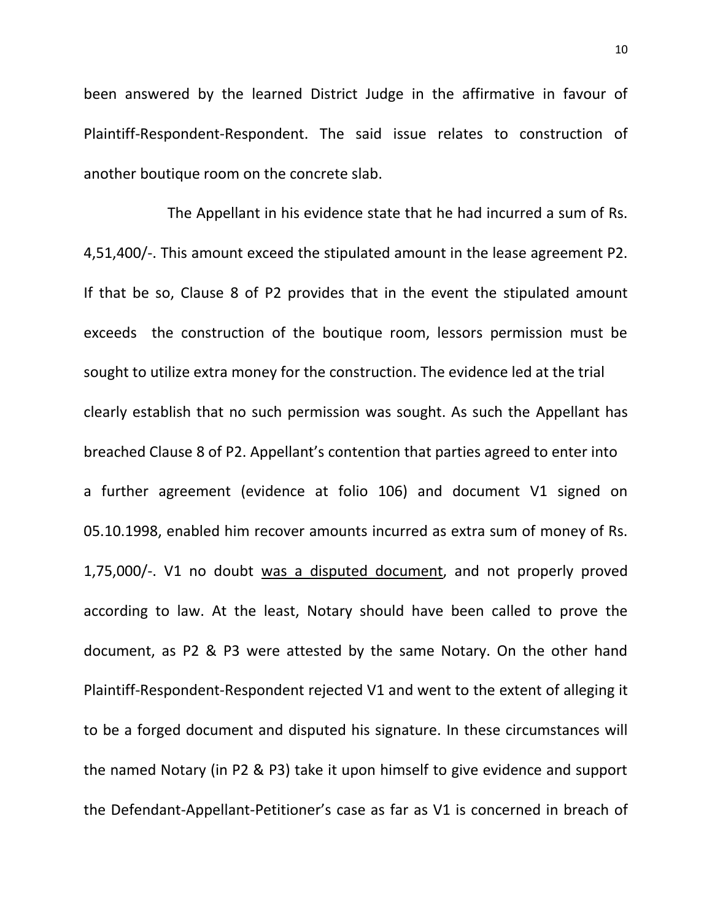been answered by the learned District Judge in the affirmative in favour of Plaintiff-Respondent-Respondent. The said issue relates to construction of another boutique room on the concrete slab.

The Appellant in his evidence state that he had incurred a sum of Rs. 4,51,400/-. This amount exceed the stipulated amount in the lease agreement P2. If that be so, Clause 8 of P2 provides that in the event the stipulated amount exceeds the construction of the boutique room, lessors permission must be sought to utilize extra money for the construction. The evidence led at the trial clearly establish that no such permission was sought. As such the Appellant has breached Clause 8 of P2. Appellant's contention that parties agreed to enter into a further agreement (evidence at folio 106) and document V1 signed on 05.10.1998, enabled him recover amounts incurred as extra sum of money of Rs. 1,75,000/-. V1 no doubt <u>was a disputed document</u>, and not properly proved according to law. At the least, Notary should have been called to prove the document, as P2 & P3 were attested by the same Notary. On the other hand Plaintiff-Respondent-Respondent rejected V1 and went to the extent of alleging it to be a forged document and disputed his signature. In these circumstances will the named Notary (in P2 & P3) take it upon himself to give evidence and support the Defendant-Appellant-Petitioner's case as far as V1 is concerned in breach of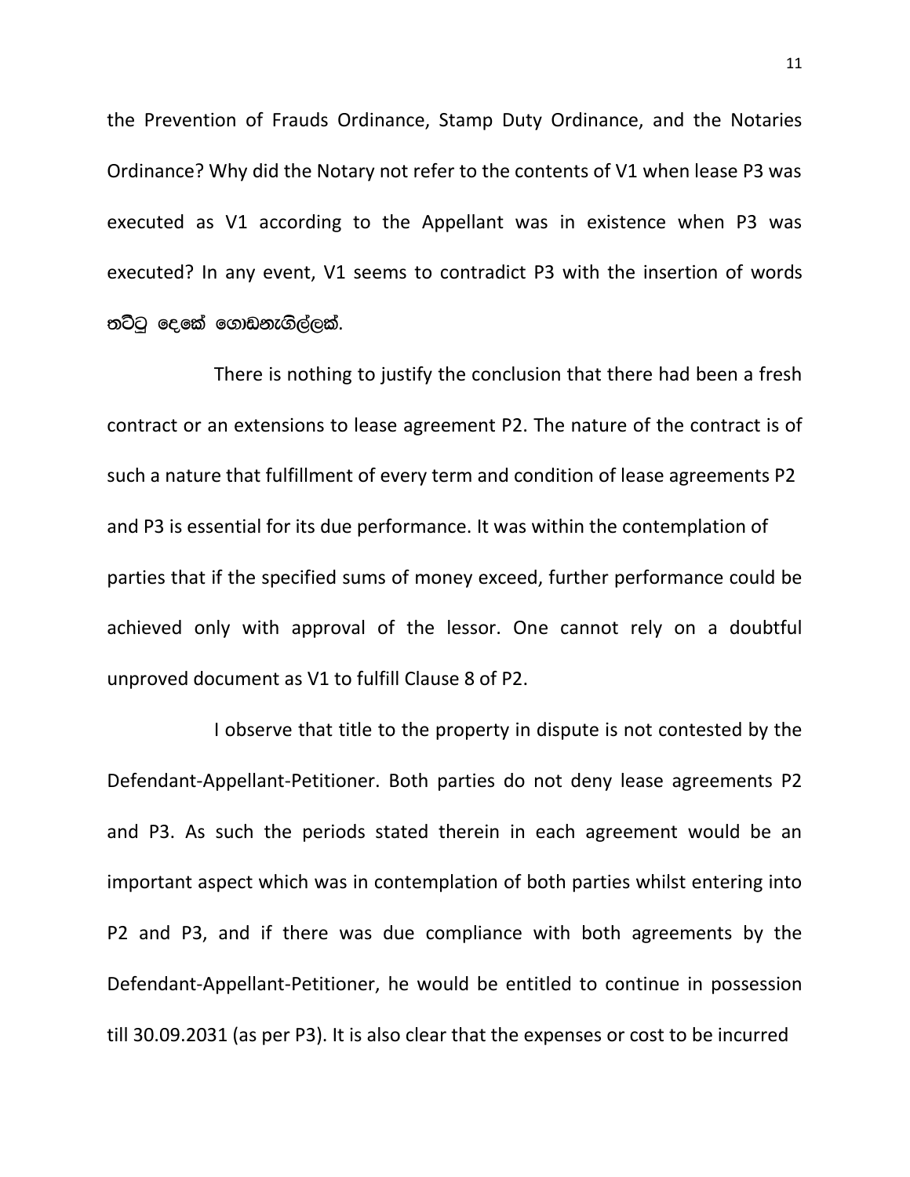the Prevention of Frauds Ordinance, Stamp Duty Ordinance, and the Notaries Ordinance? Why did the Notary not refer to the contents of V1 when lease P3 was executed as V1 according to the Appellant was in existence when P3 was executed? In any event, V1 seems to contradict P3 with the insertion of words තට්ටු දෙකේ ගොඩනැගිල්ලක්.

There is nothing to justify the conclusion that there had been a fresh contract or an extensions to lease agreement P2. The nature of the contract is of such a nature that fulfillment of every term and condition of lease agreements P2 and P3 is essential for its due performance. It was within the contemplation of parties that if the specified sums of money exceed, further performance could be achieved only with approval of the lessor. One cannot rely on a doubtful unproved document as V1 to fulfill Clause 8 of P2.

I observe that title to the property in dispute is not contested by the Defendant-Appellant-Petitioner. Both parties do not deny lease agreements P2 and P3. As such the periods stated therein in each agreement would be an important aspect which was in contemplation of both parties whilst entering into P2 and P3, and if there was due compliance with both agreements by the Defendant-Appellant-Petitioner, he would be entitled to continue in possession till 30.09.2031 (as per P3). It is also clear that the expenses or cost to be incurred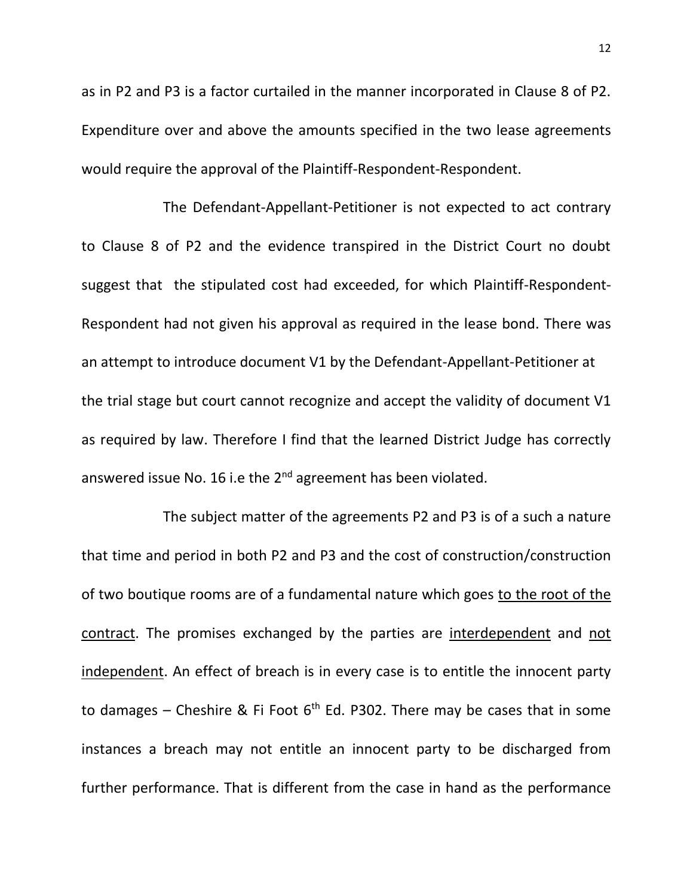as in P2 and P3 is a factor curtailed in the manner incorporated in Clause 8 of P2. Expenditure over and above the amounts specified in the two lease agreements would require the approval of the Plaintiff-Respondent-Respondent.

The Defendant-Appellant-Petitioner is not expected to act contrary to Clause 8 of P2 and the evidence transpired in the District Court no doubt suggest that the stipulated cost had exceeded, for which Plaintiff-Respondent-Respondent had not given his approval as required in the lease bond. There was an attempt to introduce document V1 by the Defendant-Appellant-Petitioner at the trial stage but court cannot recognize and accept the validity of document V1 as required by law. Therefore I find that the learned District Judge has correctly answered issue No. 16 i.e the 2nd agreement has been violated.

The subject matter of the agreements P2 and P3 is of a such a nature that time and period in both P2 and P3 and the cost of construction/construction of two boutique rooms are of a fundamental nature which goes <u>to the root of the contract</u>. The promises exchanged by the parties are <u>interdependent</u> and <u>not independent</u>. An effect of breach is in every case is to entitle the innocent party to damages – Cheshire & Fi Foot 6th Ed. P302. There may be cases that in some instances a breach may not entitle an innocent party to be discharged from further performance. That is different from the case in hand as the performance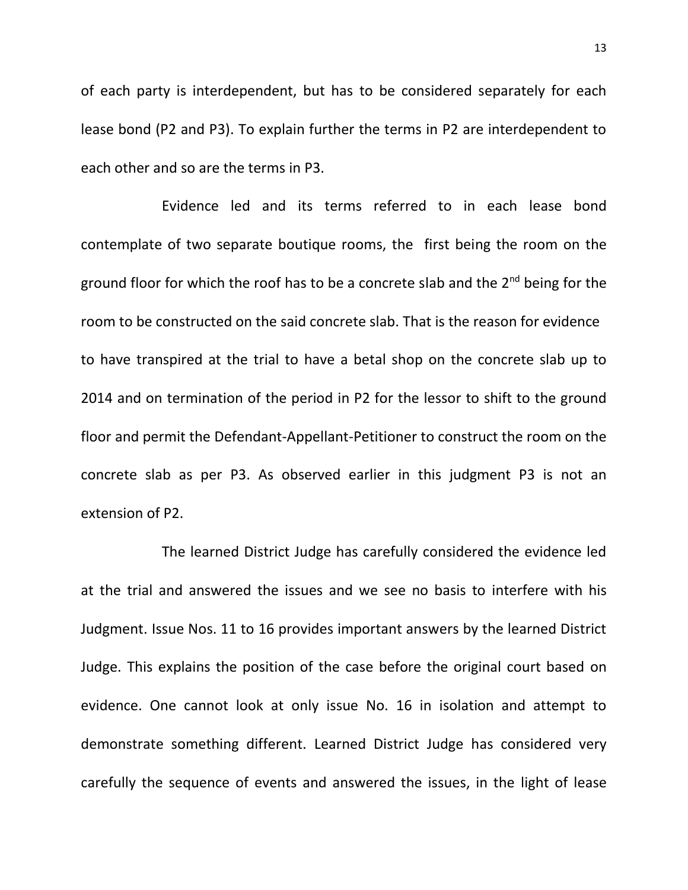of each party is interdependent, but has to be considered separately for each lease bond (P2 and P3). To explain further the terms in P2 are interdependent to each other and so are the terms in P3.

Evidence led and its terms referred to in each lease bond contemplate of two separate boutique rooms, the first being the room on the ground floor for which the roof has to be a concrete slab and the 2nd being for the room to be constructed on the said concrete slab. That is the reason for evidence to have transpired at the trial to have a betal shop on the concrete slab up to 2014 and on termination of the period in P2 for the lessor to shift to the ground floor and permit the Defendant-Appellant-Petitioner to construct the room on the concrete slab as per P3. As observed earlier in this judgment P3 is not an extension of P2.

The learned District Judge has carefully considered the evidence led at the trial and answered the issues and we see no basis to interfere with his Judgment. Issue Nos. 11 to 16 provides important answers by the learned District Judge. This explains the position of the case before the original court based on evidence. One cannot look at only issue No. 16 in isolation and attempt to demonstrate something different. Learned District Judge has considered very carefully the sequence of events and answered the issues, in the light of lease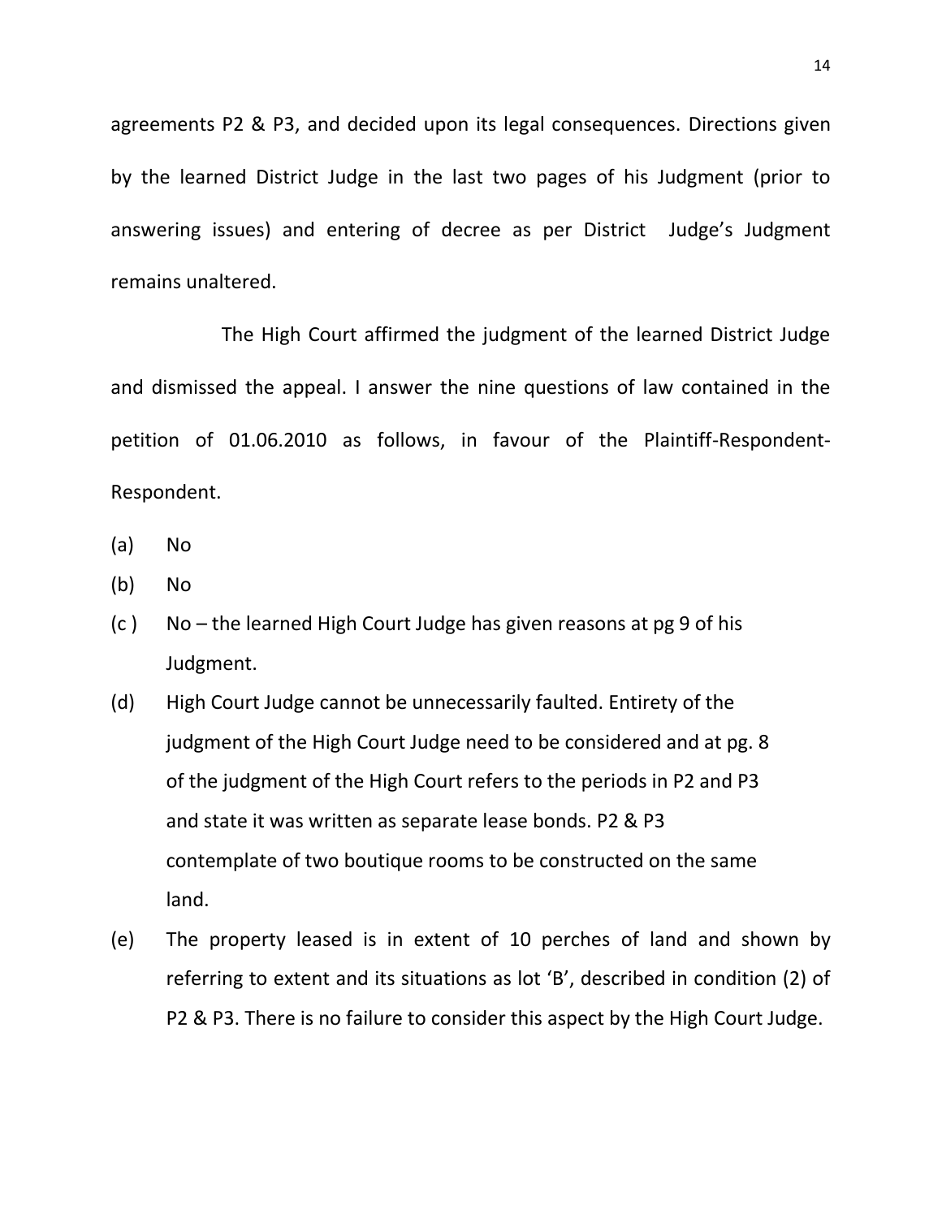agreements P2 & P3, and decided upon its legal consequences. Directions given by the learned District Judge in the last two pages of his Judgment (prior to answering issues) and entering of decree as per District Judge's Judgment remains unaltered.

The High Court affirmed the judgment of the learned District Judge and dismissed the appeal. I answer the nine questions of law contained in the petition of 01.06.2010 as follows, in favour of the Plaintiff-Respondent-Respondent.

(a) No

(b) No

(c ) No – the learned High Court Judge has given reasons at pg 9 of his Judgment.

(d) High Court Judge cannot be unnecessarily faulted. Entirety of the judgment of the High Court Judge need to be considered and at pg. 8 of the judgment of the High Court refers to the periods in P2 and P3 and state it was written as separate lease bonds. P2 & P3 contemplate of two boutique rooms to be constructed on the same land.

(e) The property leased is in extent of 10 perches of land and shown by referring to extent and its situations as lot 'B', described in condition (2) of P2 & P3. There is no failure to consider this aspect by the High Court Judge.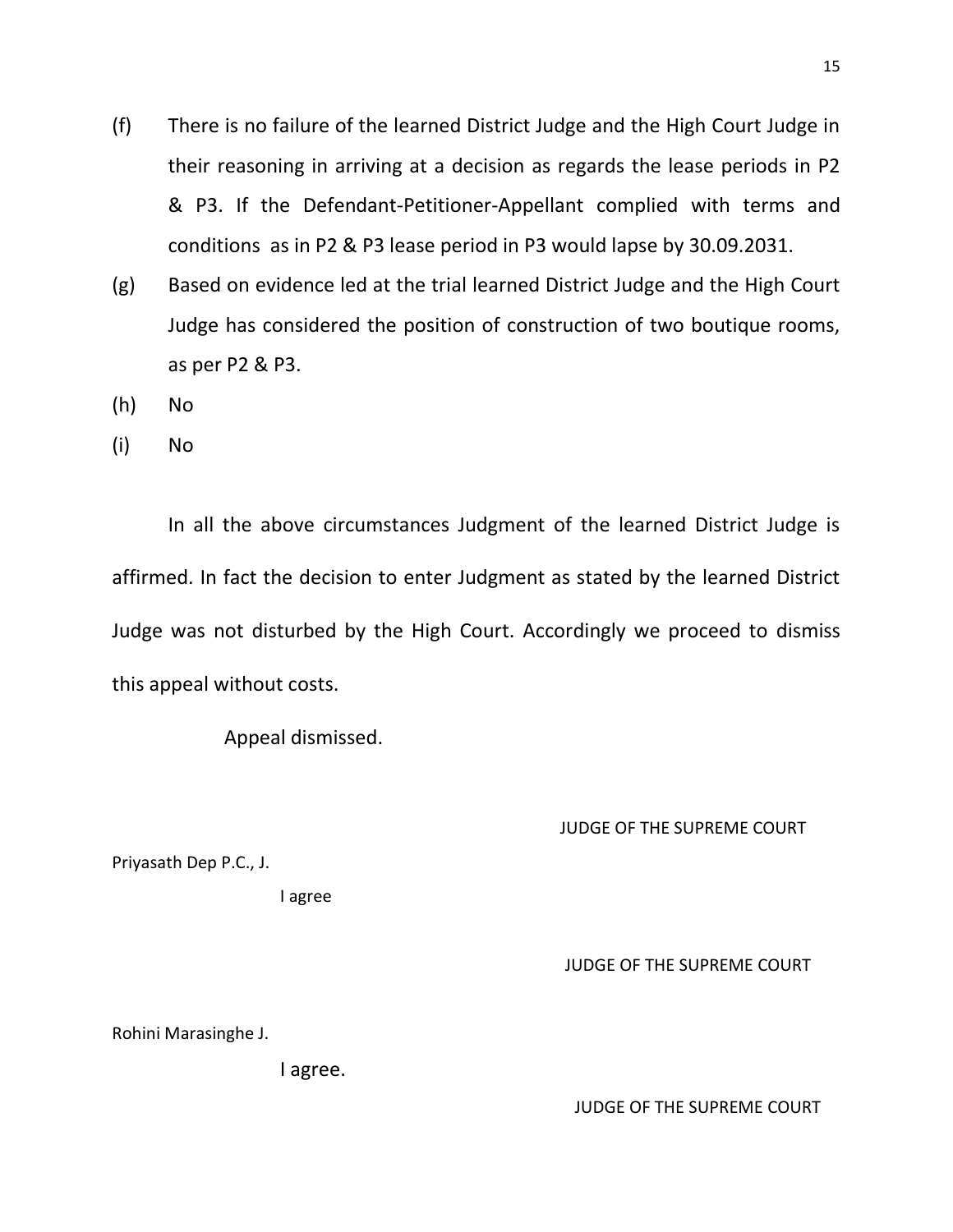(f) There is no failure of the learned District Judge and the High Court Judge in their reasoning in arriving at a decision as regards the lease periods in P2 & P3. If the Defendant-Petitioner-Appellant complied with terms and conditions as in P2 & P3 lease period in P3 would lapse by 30.09.2031.

(g) Based on evidence led at the trial learned District Judge and the High Court Judge has considered the position of construction of two boutique rooms, as per P2 & P3.

(h) No

(i) No

In all the above circumstances Judgment of the learned District Judge is affirmed. In fact the decision to enter Judgment as stated by the learned District Judge was not disturbed by the High Court. Accordingly we proceed to dismiss this appeal without costs.

Appeal dismissed.

JUDGE OF THE SUPREME COURT

Priyasath Dep P.C., J.

I agree

JUDGE OF THE SUPREME COURT

Rohini Marasinghe J.

I agree.

JUDGE OF THE SUPREME COURT